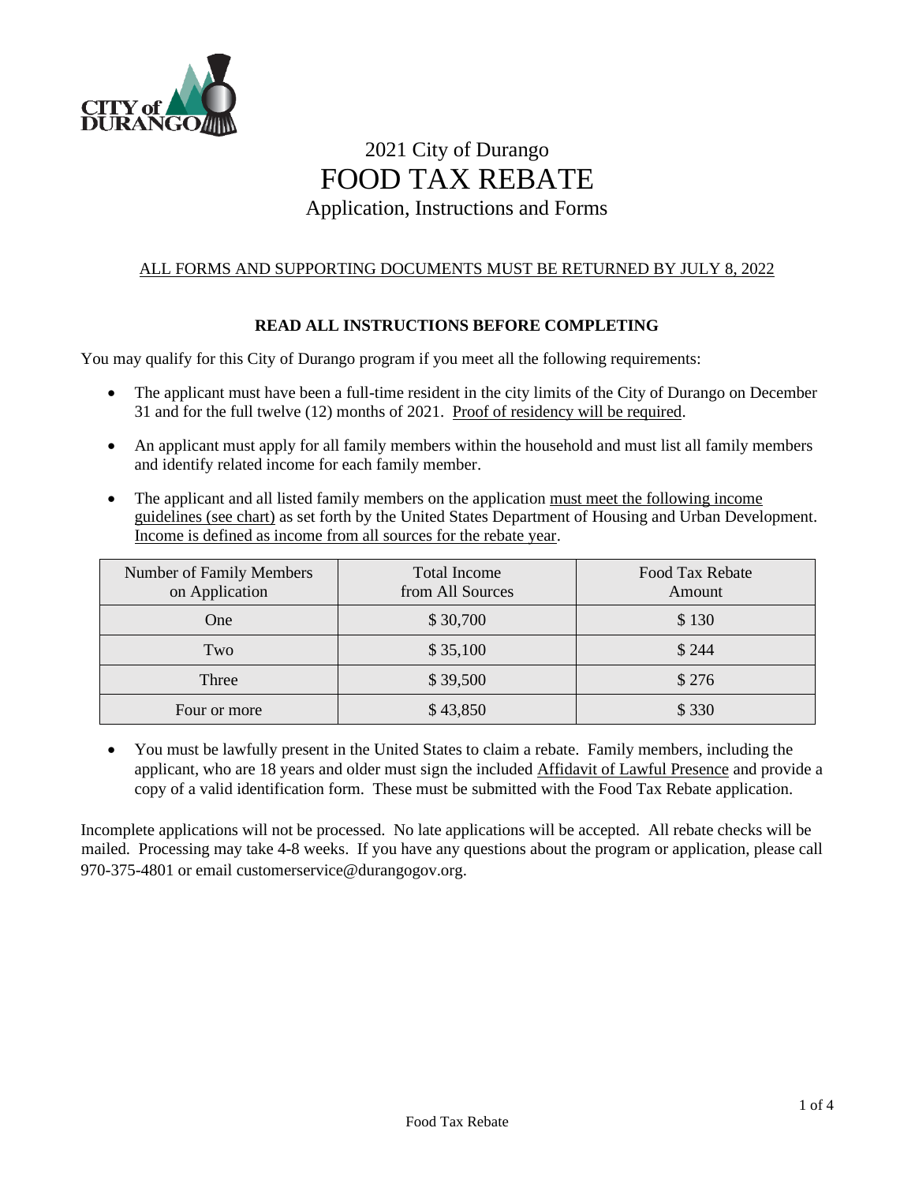# 2021 City of Durango
# FOOD TAX REBATE
## Application, Instructions and Forms

ALL FORMS AND SUPPORTING DOCUMENTS MUST BE RETURNED BY JULY 8, 2022

**READ ALL INSTRUCTIONS BEFORE COMPLETING**

You may qualify for this City of Durango program if you meet all the following requirements:

- The applicant must have been a full-time resident in the city limits of the City of Durango on December 31 and for the full twelve (12) months of 2021. Proof of residency will be required.
- An applicant must apply for all family members within the household and must list all family members and identify related income for each family member.
- The applicant and all listed family members on the application must meet the following income guidelines (see chart) as set forth by the United States Department of Housing and Urban Development. Income is defined as income from all sources for the rebate year.

| Number of Family Members on Application | Total Income from All Sources | Food Tax Rebate Amount |
| --- | --- | --- |
| One | $ 30,700 | $ 130 |
| Two | $ 35,100 | $ 244 |
| Three | $ 39,500 | $ 276 |
| Four or more | $ 43,850 | $ 330 |

- You must be lawfully present in the United States to claim a rebate. Family members, including the applicant, who are 18 years and older must sign the included Affidavit of Lawful Presence and provide a copy of a valid identification form. These must be submitted with the Food Tax Rebate application.

Incomplete applications will not be processed. No late applications will be accepted. All rebate checks will be mailed. Processing may take 4-8 weeks. If you have any questions about the program or application, please call 970-375-4801 or email customerservice@durangogov.org.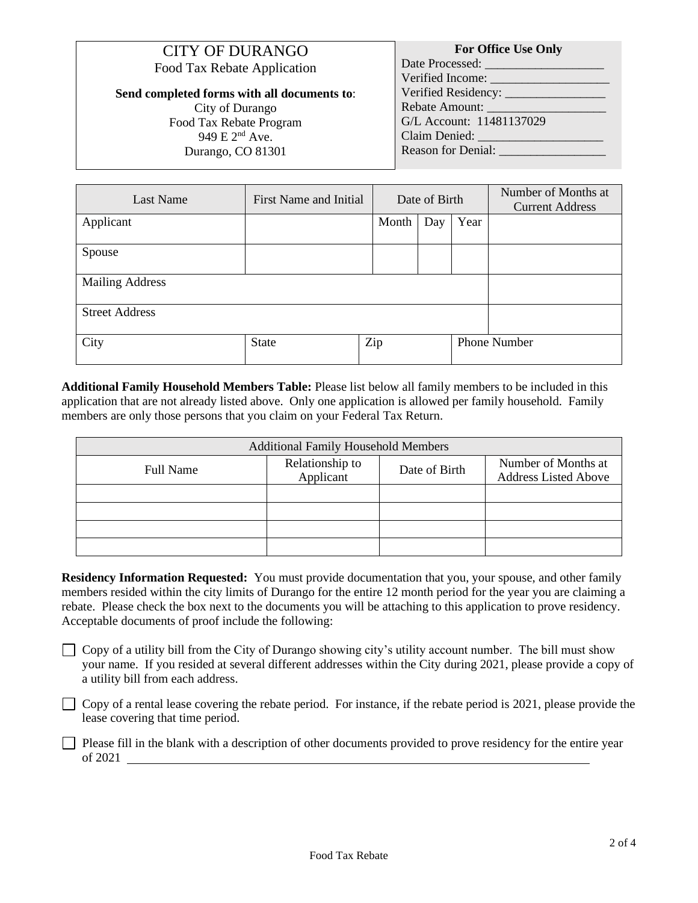# CITY OF DURANGO

Food Tax Rebate Application

**Send completed forms with all documents to**:
City of Durango
Food Tax Rebate Program
949 E 2nd Ave.
Durango, CO 81301

**For Office Use Only**

Date Processed: ___________________
Verified Income: ___________________
Verified Residency: ________________
Rebate Amount: ___________________
G/L Account: 11481137029
Claim Denied: ____________________
Reason for Denial: ________________

| Last Name | First Name and Initial | Date of Birth | | | Number of Months at Current Address |
|---|---|---|---|---|---|
| Applicant | | Month | Day | Year | |
| Spouse | | | | | |
| Mailing Address | | | | | |
| Street Address | | | | | |
| City | State | Zip | | Phone Number | |

**Additional Family Household Members Table:** Please list below all family members to be included in this application that are not already listed above. Only one application is allowed per family household. Family members are only those persons that you claim on your Federal Tax Return.

| Additional Family Household Members | | | |
|---|---|---|---|
| Full Name | Relationship to Applicant | Date of Birth | Number of Months at Address Listed Above |
| | | | |
| | | | |
| | | | |
| | | | |

**Residency Information Requested:** You must provide documentation that you, your spouse, and other family members resided within the city limits of Durango for the entire 12 month period for the year you are claiming a rebate. Please check the box next to the documents you will be attaching to this application to prove residency. Acceptable documents of proof include the following:

☐ Copy of a utility bill from the City of Durango showing city's utility account number. The bill must show your name. If you resided at several different addresses within the City during 2021, please provide a copy of a utility bill from each address.

☐ Copy of a rental lease covering the rebate period. For instance, if the rebate period is 2021, please provide the lease covering that time period.

☐ Please fill in the blank with a description of other documents provided to prove residency for the entire year of 2021 ________________________________________________________________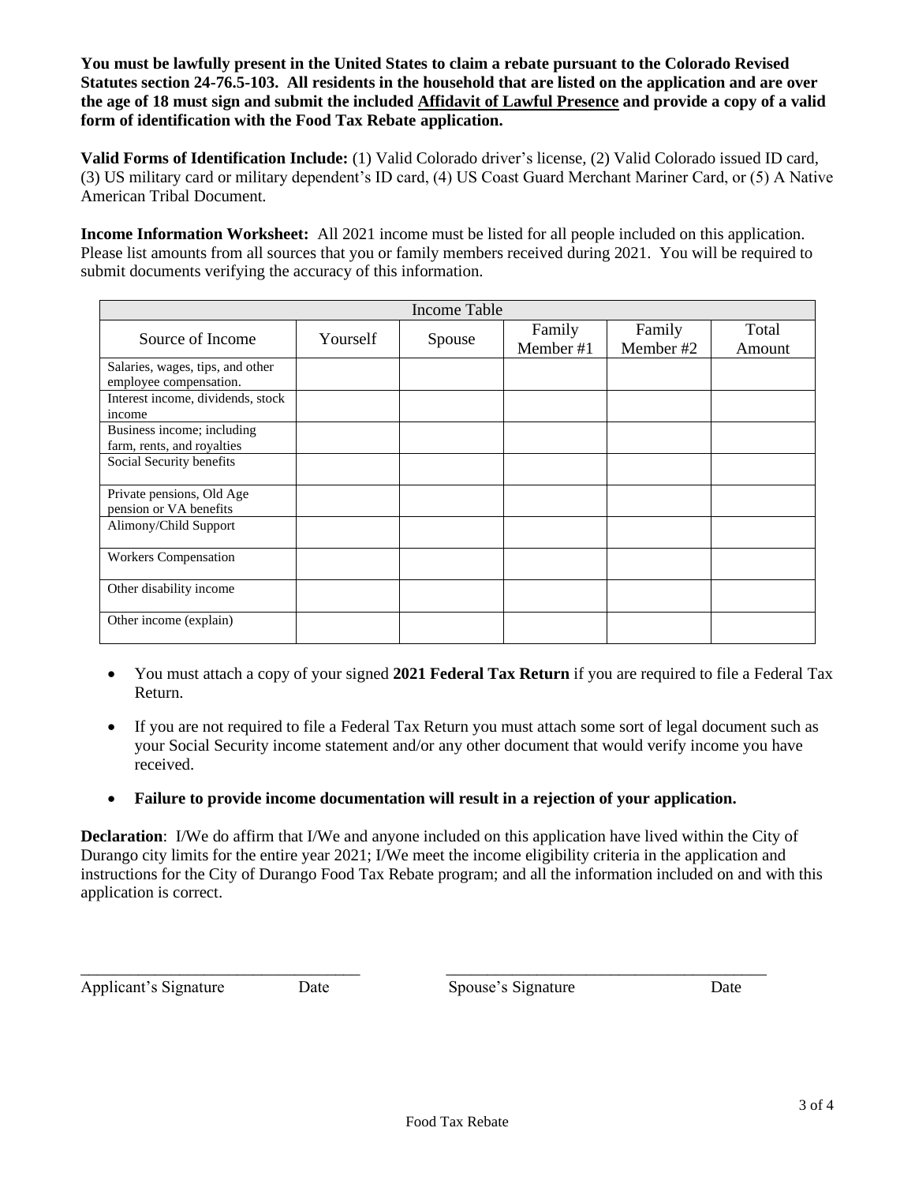**You must be lawfully present in the United States to claim a rebate pursuant to the Colorado Revised Statutes section 24-76.5-103. All residents in the household that are listed on the application and are over the age of 18 must sign and submit the included Affidavit of Lawful Presence and provide a copy of a valid form of identification with the Food Tax Rebate application.**

**Valid Forms of Identification Include:** (1) Valid Colorado driver's license, (2) Valid Colorado issued ID card, (3) US military card or military dependent's ID card, (4) US Coast Guard Merchant Mariner Card, or (5) A Native American Tribal Document.

**Income Information Worksheet:** All 2021 income must be listed for all people included on this application. Please list amounts from all sources that you or family members received during 2021. You will be required to submit documents verifying the accuracy of this information.

| Income Table | | | | | |
|---|---|---|---|---|---|
| Source of Income | Yourself | Spouse | Family Member #1 | Family Member #2 | Total Amount |
| Salaries, wages, tips, and other employee compensation. | | | | | |
| Interest income, dividends, stock income | | | | | |
| Business income; including farm, rents, and royalties | | | | | |
| Social Security benefits | | | | | |
| Private pensions, Old Age pension or VA benefits | | | | | |
| Alimony/Child Support | | | | | |
| Workers Compensation | | | | | |
| Other disability income | | | | | |
| Other income (explain) | | | | | |

- You must attach a copy of your signed **2021 Federal Tax Return** if you are required to file a Federal Tax Return.
- If you are not required to file a Federal Tax Return you must attach some sort of legal document such as your Social Security income statement and/or any other document that would verify income you have received.
- **Failure to provide income documentation will result in a rejection of your application.**

**Declaration**: I/We do affirm that I/We and anyone included on this application have lived within the City of Durango city limits for the entire year 2021; I/We meet the income eligibility criteria in the application and instructions for the City of Durango Food Tax Rebate program; and all the information included on and with this application is correct.

\_\_\_\_\_\_\_\_\_\_\_\_\_\_\_\_\_\_\_\_\_\_\_\_\_\_\_\_\_\_\_\_\_\_ \_\_\_\_\_\_\_\_\_\_\_\_\_\_\_\_\_\_\_\_\_\_\_\_\_\_\_\_\_\_\_\_\_\_\_\_\_\_\_

Applicant's Signature Date Spouse's Signature Date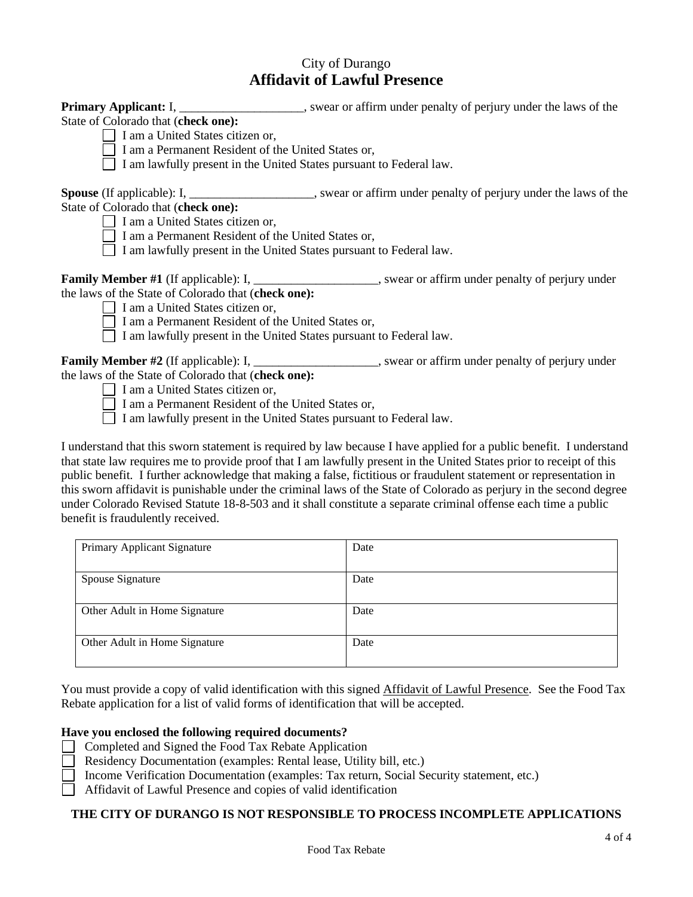City of Durango

# Affidavit of Lawful Presence

**Primary Applicant:** I, ____________________, swear or affirm under penalty of perjury under the laws of the State of Colorado that (**check one):**

- ☐ I am a United States citizen or,
- ☐ I am a Permanent Resident of the United States or,
- ☐ I am lawfully present in the United States pursuant to Federal law.

**Spouse** (If applicable): I, ____________________, swear or affirm under penalty of perjury under the laws of the State of Colorado that (**check one):**

- ☐ I am a United States citizen or,
- ☐ I am a Permanent Resident of the United States or,
- ☐ I am lawfully present in the United States pursuant to Federal law.

**Family Member #1** (If applicable): I, ____________________, swear or affirm under penalty of perjury under the laws of the State of Colorado that (**check one):**

- ☐ I am a United States citizen or,
- ☐ I am a Permanent Resident of the United States or,
- ☐ I am lawfully present in the United States pursuant to Federal law.

**Family Member #2** (If applicable): I, ____________________, swear or affirm under penalty of perjury under the laws of the State of Colorado that (**check one):**

- ☐ I am a United States citizen or,
- ☐ I am a Permanent Resident of the United States or,
- ☐ I am lawfully present in the United States pursuant to Federal law.

I understand that this sworn statement is required by law because I have applied for a public benefit. I understand that state law requires me to provide proof that I am lawfully present in the United States prior to receipt of this public benefit. I further acknowledge that making a false, fictitious or fraudulent statement or representation in this sworn affidavit is punishable under the criminal laws of the State of Colorado as perjury in the second degree under Colorado Revised Statute 18-8-503 and it shall constitute a separate criminal offense each time a public benefit is fraudulently received.

| | |
|---|---|
| Primary Applicant Signature | Date |
| Spouse Signature | Date |
| Other Adult in Home Signature | Date |
| Other Adult in Home Signature | Date |

You must provide a copy of valid identification with this signed Affidavit of Lawful Presence. See the Food Tax Rebate application for a list of valid forms of identification that will be accepted.

**Have you enclosed the following required documents?**

- ☐ Completed and Signed the Food Tax Rebate Application
- ☐ Residency Documentation (examples: Rental lease, Utility bill, etc.)
- ☐ Income Verification Documentation (examples: Tax return, Social Security statement, etc.)
- ☐ Affidavit of Lawful Presence and copies of valid identification

**THE CITY OF DURANGO IS NOT RESPONSIBLE TO PROCESS INCOMPLETE APPLICATIONS**